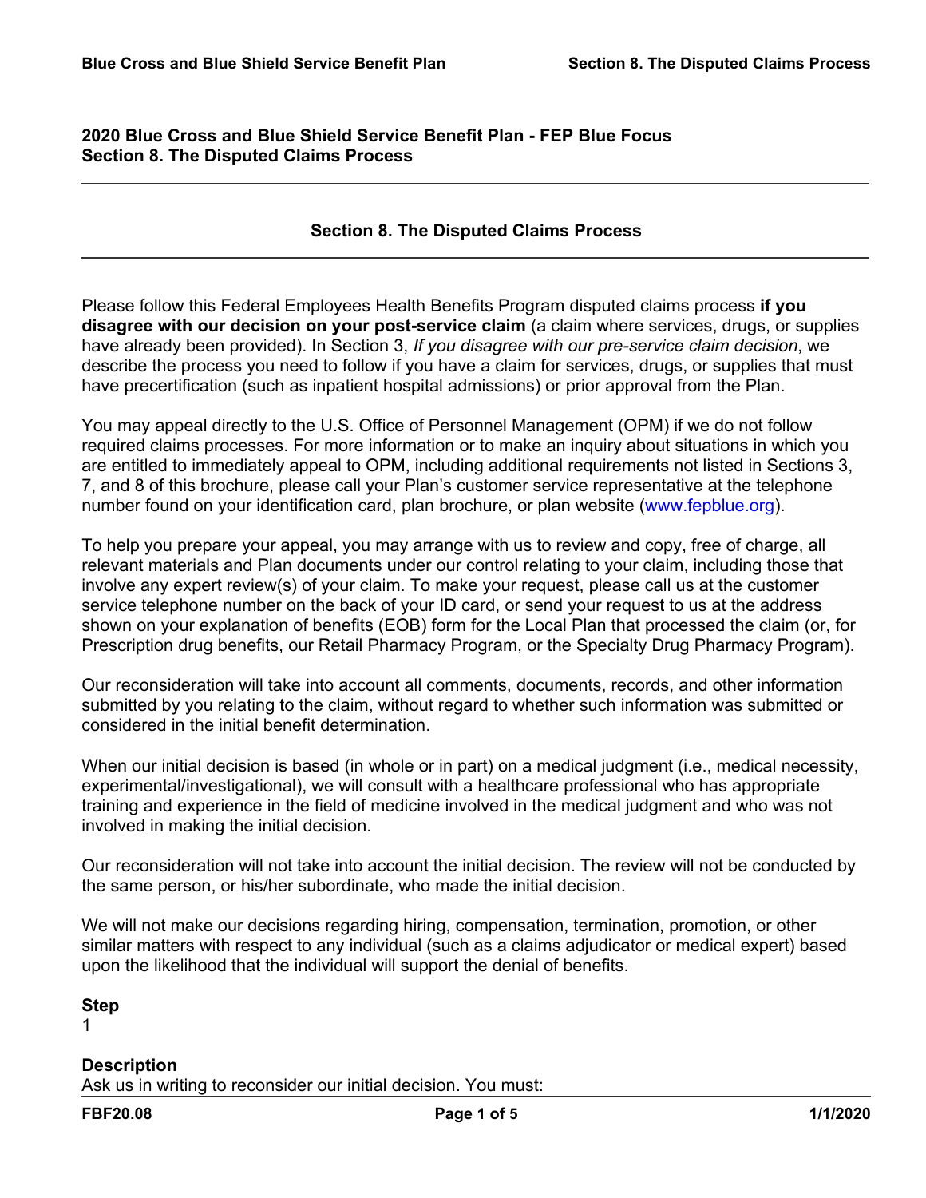**2020 Blue Cross and Blue Shield Service Benefit Plan - FEP Blue Focus**
**Section 8. The Disputed Claims Process**

## Section 8. The Disputed Claims Process

Please follow this Federal Employees Health Benefits Program disputed claims process **if you disagree with our decision on your post-service claim** (a claim where services, drugs, or supplies have already been provided). In Section 3, *If you disagree with our pre-service claim decision*, we describe the process you need to follow if you have a claim for services, drugs, or supplies that must have precertification (such as inpatient hospital admissions) or prior approval from the Plan.

You may appeal directly to the U.S. Office of Personnel Management (OPM) if we do not follow required claims processes. For more information or to make an inquiry about situations in which you are entitled to immediately appeal to OPM, including additional requirements not listed in Sections 3, 7, and 8 of this brochure, please call your Plan's customer service representative at the telephone number found on your identification card, plan brochure, or plan website (www.fepblue.org).

To help you prepare your appeal, you may arrange with us to review and copy, free of charge, all relevant materials and Plan documents under our control relating to your claim, including those that involve any expert review(s) of your claim. To make your request, please call us at the customer service telephone number on the back of your ID card, or send your request to us at the address shown on your explanation of benefits (EOB) form for the Local Plan that processed the claim (or, for Prescription drug benefits, our Retail Pharmacy Program, or the Specialty Drug Pharmacy Program).

Our reconsideration will take into account all comments, documents, records, and other information submitted by you relating to the claim, without regard to whether such information was submitted or considered in the initial benefit determination.

When our initial decision is based (in whole or in part) on a medical judgment (i.e., medical necessity, experimental/investigational), we will consult with a healthcare professional who has appropriate training and experience in the field of medicine involved in the medical judgment and who was not involved in making the initial decision.

Our reconsideration will not take into account the initial decision. The review will not be conducted by the same person, or his/her subordinate, who made the initial decision.

We will not make our decisions regarding hiring, compensation, termination, promotion, or other similar matters with respect to any individual (such as a claims adjudicator or medical expert) based upon the likelihood that the individual will support the denial of benefits.

**Step**
1

**Description**
Ask us in writing to reconsider our initial decision. You must: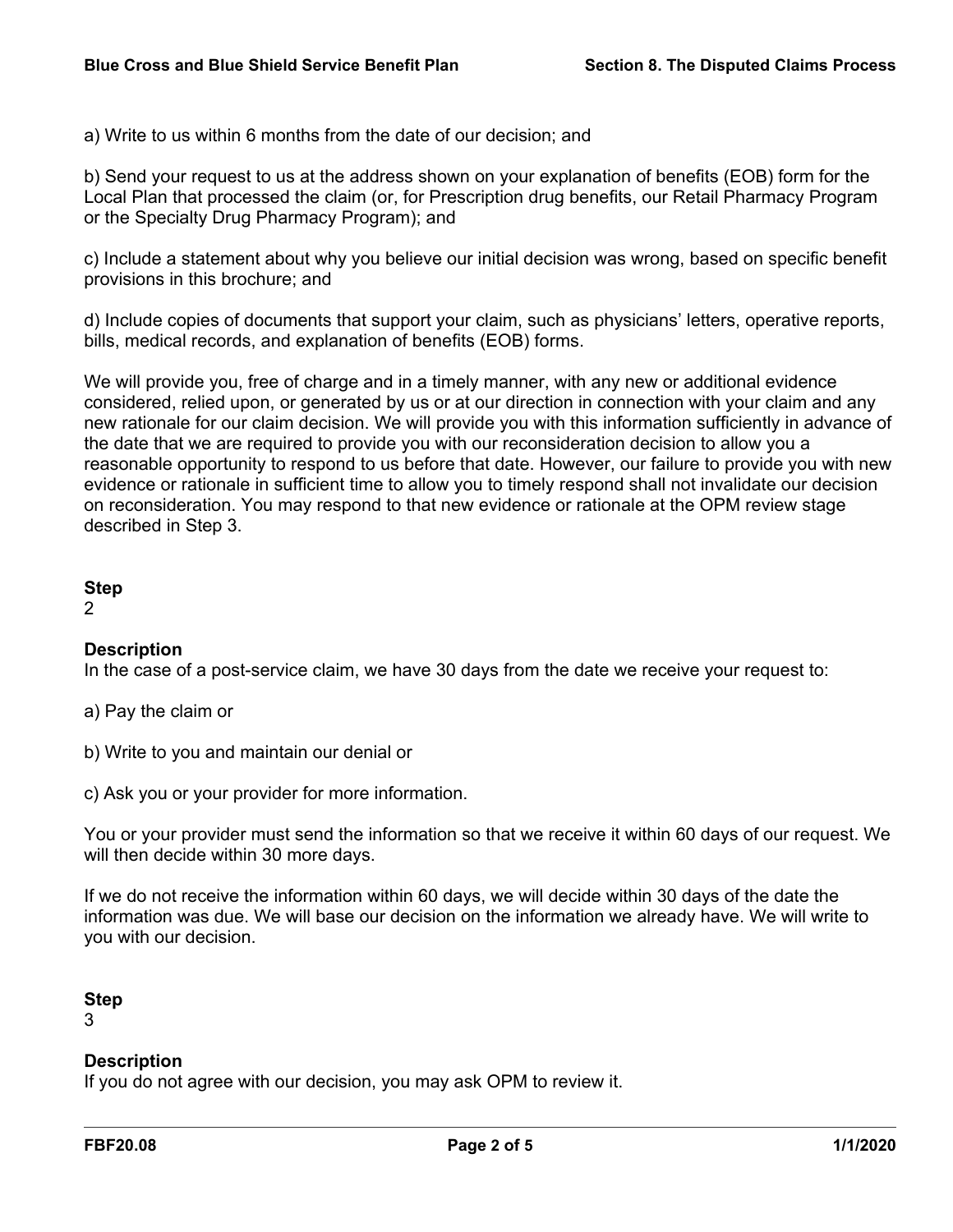a) Write to us within 6 months from the date of our decision; and

b) Send your request to us at the address shown on your explanation of benefits (EOB) form for the Local Plan that processed the claim (or, for Prescription drug benefits, our Retail Pharmacy Program or the Specialty Drug Pharmacy Program); and

c) Include a statement about why you believe our initial decision was wrong, based on specific benefit provisions in this brochure; and

d) Include copies of documents that support your claim, such as physicians' letters, operative reports, bills, medical records, and explanation of benefits (EOB) forms.

We will provide you, free of charge and in a timely manner, with any new or additional evidence considered, relied upon, or generated by us or at our direction in connection with your claim and any new rationale for our claim decision. We will provide you with this information sufficiently in advance of the date that we are required to provide you with our reconsideration decision to allow you a reasonable opportunity to respond to us before that date. However, our failure to provide you with new evidence or rationale in sufficient time to allow you to timely respond shall not invalidate our decision on reconsideration. You may respond to that new evidence or rationale at the OPM review stage described in Step 3.

**Step**

2

**Description**

In the case of a post-service claim, we have 30 days from the date we receive your request to:

a) Pay the claim or

b) Write to you and maintain our denial or

c) Ask you or your provider for more information.

You or your provider must send the information so that we receive it within 60 days of our request. We will then decide within 30 more days.

If we do not receive the information within 60 days, we will decide within 30 days of the date the information was due. We will base our decision on the information we already have. We will write to you with our decision.

**Step**

3

**Description**

If you do not agree with our decision, you may ask OPM to review it.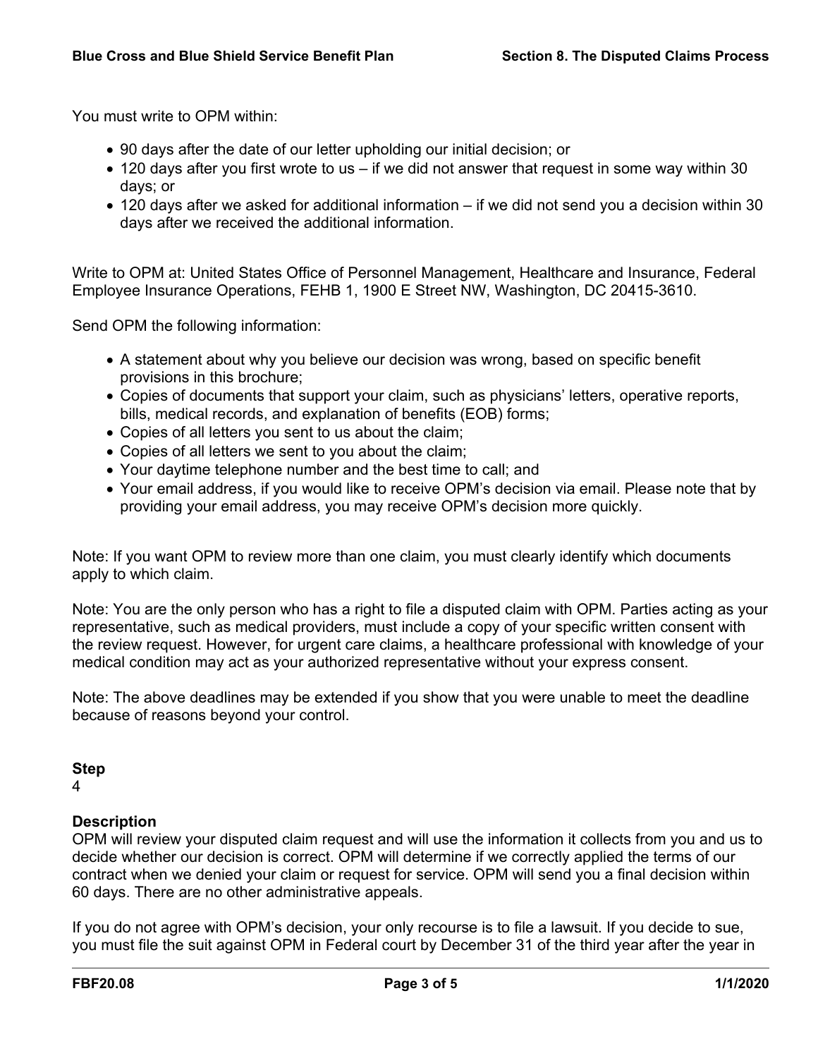You must write to OPM within:

- 90 days after the date of our letter upholding our initial decision; or
- 120 days after you first wrote to us – if we did not answer that request in some way within 30 days; or
- 120 days after we asked for additional information – if we did not send you a decision within 30 days after we received the additional information.

Write to OPM at: United States Office of Personnel Management, Healthcare and Insurance, Federal Employee Insurance Operations, FEHB 1, 1900 E Street NW, Washington, DC 20415-3610.

Send OPM the following information:

- A statement about why you believe our decision was wrong, based on specific benefit provisions in this brochure;
- Copies of documents that support your claim, such as physicians' letters, operative reports, bills, medical records, and explanation of benefits (EOB) forms;
- Copies of all letters you sent to us about the claim;
- Copies of all letters we sent to you about the claim;
- Your daytime telephone number and the best time to call; and
- Your email address, if you would like to receive OPM's decision via email. Please note that by providing your email address, you may receive OPM's decision more quickly.

Note: If you want OPM to review more than one claim, you must clearly identify which documents apply to which claim.

Note: You are the only person who has a right to file a disputed claim with OPM. Parties acting as your representative, such as medical providers, must include a copy of your specific written consent with the review request. However, for urgent care claims, a healthcare professional with knowledge of your medical condition may act as your authorized representative without your express consent.

Note: The above deadlines may be extended if you show that you were unable to meet the deadline because of reasons beyond your control.

**Step**
4

**Description**
OPM will review your disputed claim request and will use the information it collects from you and us to decide whether our decision is correct. OPM will determine if we correctly applied the terms of our contract when we denied your claim or request for service. OPM will send you a final decision within 60 days. There are no other administrative appeals.

If you do not agree with OPM's decision, your only recourse is to file a lawsuit. If you decide to sue, you must file the suit against OPM in Federal court by December 31 of the third year after the year in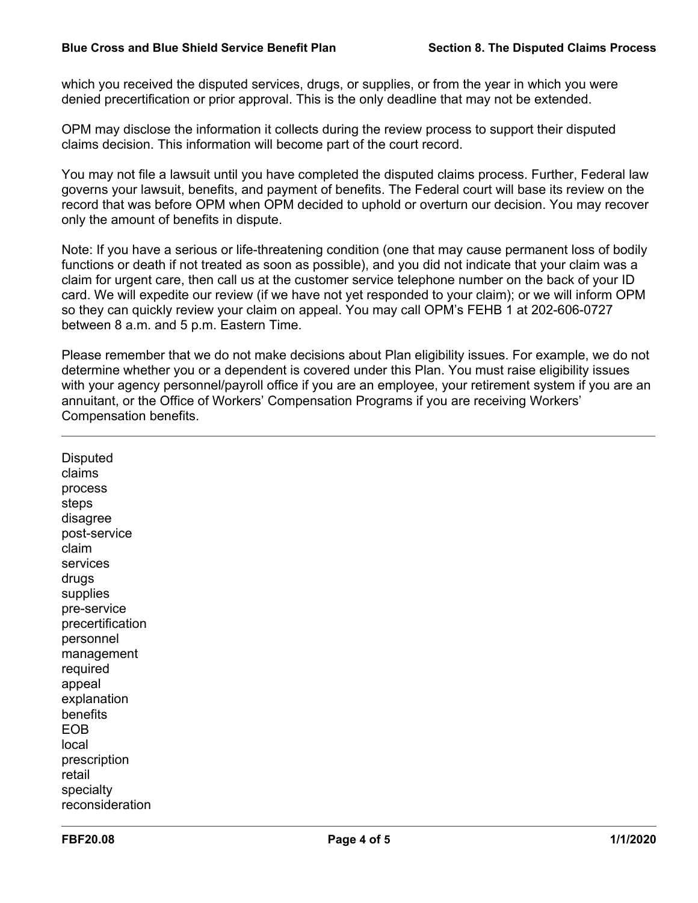which you received the disputed services, drugs, or supplies, or from the year in which you were denied precertification or prior approval. This is the only deadline that may not be extended.

OPM may disclose the information it collects during the review process to support their disputed claims decision. This information will become part of the court record.

You may not file a lawsuit until you have completed the disputed claims process. Further, Federal law governs your lawsuit, benefits, and payment of benefits. The Federal court will base its review on the record that was before OPM when OPM decided to uphold or overturn our decision. You may recover only the amount of benefits in dispute.

Note: If you have a serious or life-threatening condition (one that may cause permanent loss of bodily functions or death if not treated as soon as possible), and you did not indicate that your claim was a claim for urgent care, then call us at the customer service telephone number on the back of your ID card. We will expedite our review (if we have not yet responded to your claim); or we will inform OPM so they can quickly review your claim on appeal. You may call OPM's FEHB 1 at 202-606-0727 between 8 a.m. and 5 p.m. Eastern Time.

Please remember that we do not make decisions about Plan eligibility issues. For example, we do not determine whether you or a dependent is covered under this Plan. You must raise eligibility issues with your agency personnel/payroll office if you are an employee, your retirement system if you are an annuitant, or the Office of Workers' Compensation Programs if you are receiving Workers' Compensation benefits.

---

Disputed
claims
process
steps
disagree
post-service
claim
services
drugs
supplies
pre-service
precertification
personnel
management
required
appeal
explanation
benefits
EOB
local
prescription
retail
specialty
reconsideration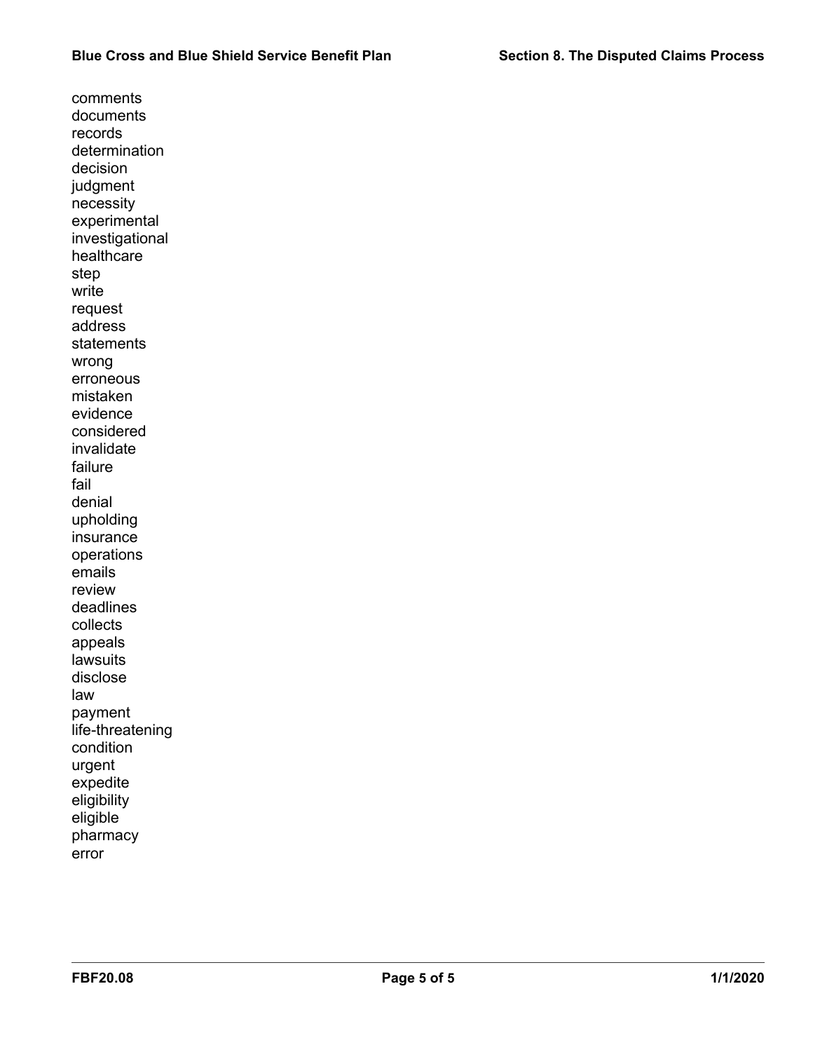comments
documents
records
determination
decision
judgment
necessity
experimental
investigational
healthcare
step
write
request
address
statements
wrong
erroneous
mistaken
evidence
considered
invalidate
failure
fail
denial
upholding
insurance
operations
emails
review
deadlines
collects
appeals
lawsuits
disclose
law
payment
life-threatening
condition
urgent
expedite
eligibility
eligible
pharmacy
error